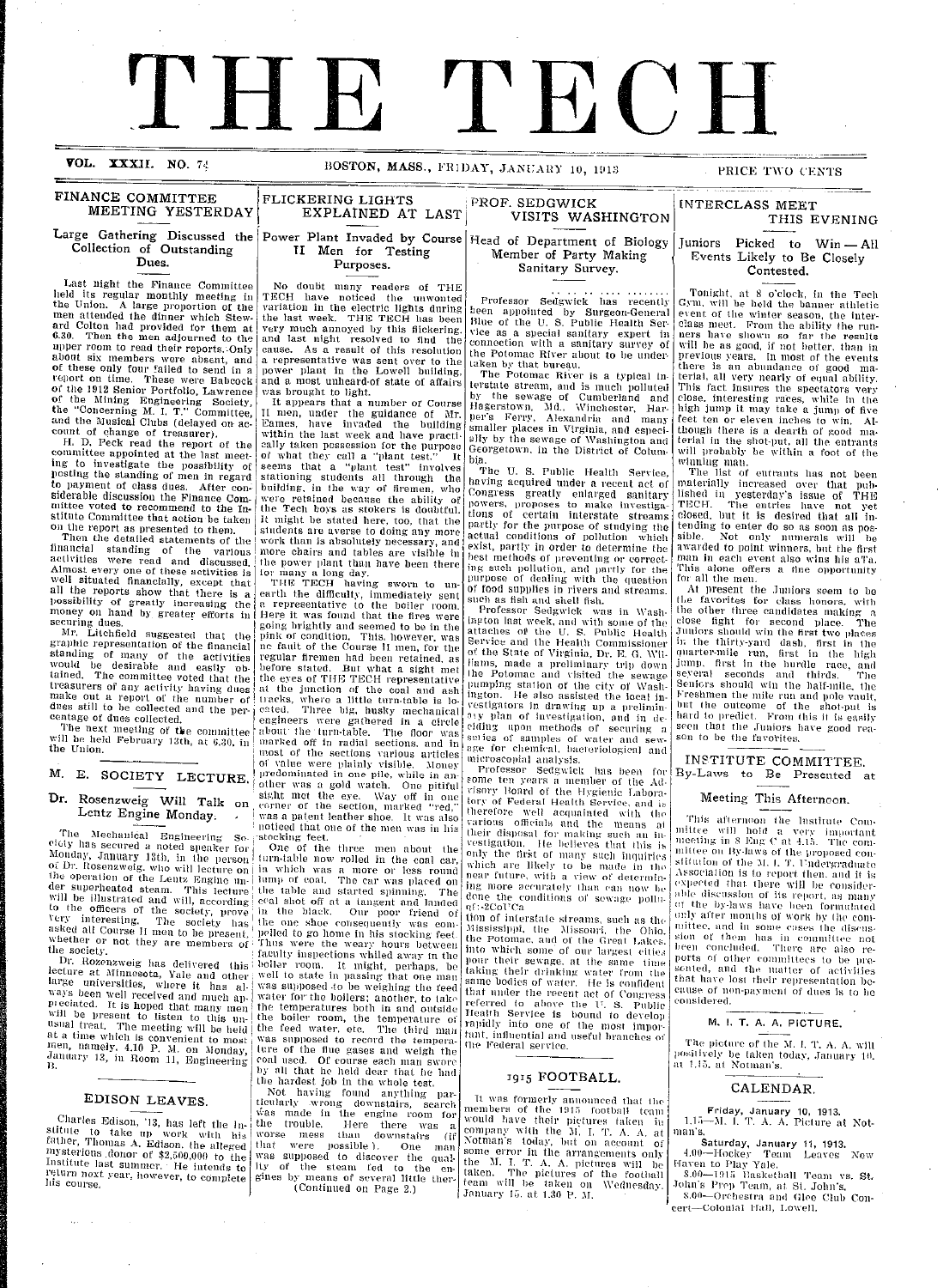# THE TECH

VOL. XXXII. NO. 74 BOSTON, MASS., FRIDAY, JANUARY 10, 1913 PRICE TWO CENTS

## FINANCE COMMITTEE MEETING YESTERDAY

### Large Gathering Discussed the Collection of Outstanding Dues.

Last night the Finance Committee held its regular monthly meeting in the Union. A large proportion of the men attended the dinner which Steward Colton had provided for them at 6.30. Then the men adjourned to the upper room to read their reports. Only about six members were absent, and of these only four failed to send in a report on time. These were Babcock of the 1912 Senior Portfolio, Lawrence of the Mining Engineering Society, the "Concerning M. I. T." Committee, and the Musical Clubs (delayed on account of change of treasurer).

H. D. Peck read the report of the committee appointed at the last meeting to investigate the possibility of posting the standing of men in regard to payment of class dues. After considerable discussion the Finance Committee voted to recommend to the Institute Committee that action be taken on the report as presented to them.

Then the detailed statements of the financial standing of the various activities were read and discussed. Almost every one of these activities is well situated financially, except that all the reports show that there is a possibility of greatly increasing the money on hand by greater efforts in securing dues.

Mr. Litchfield suggested that the graphic representation of the financial standing of many of the activities would be desirable and easily obtained. The committee voted that the treasurers of any activity having dues make out a report of the number of dues still to be collected and the percentage of dues collected.

The next meeting of the committee will be held February 13th, at 6.30, in the Union.

## M. E. SOCIETY LECTURE.

### Dr. Rosenzweig Will Talk on Lentz Engine Monday.

The Mechanical Engineering Society has secured a noted speaker for Monday, January 13th, in the person of Dr. Rosenzweig, who will lecture on the operation of the Lentz Engine under superheated steam. This lecture will be illustrated and will, according to the officers of the society, prove very interesting. The society has asked all Course II men to be present, whether or not they are members of the society.

Dr. Rozenzweig has delivered this lecture at Minnesota, Yale and other large universities, where it has always been well received and much appreciated. It is hoped that many men will be present to listen to this unusual treat. The meeting will be held at a time which is convenient to most men, namely, 4.10 P. M. on Monday, January 13, in Room 11, Engineering B.

## EDISON LEAVES.

Charles Edison, '13, has left the Institute to take up work with his father, Thomas A. Edison, the alleged mysterious donor of $2,500,000 to the Institute last summer. He intends to return next year, however, to complete his course.

## FLICKERING LIGHTS EXPLAINED AT LAST

### Power Plant Invaded by Course II Men for Testing Purposes.

No doubt many readers of THE TECH have noticed the unwonted variation in the electric lights during the last week. THE TECH has been very much annoyed by this flickering, and last night resolved to find the cause. As a result of this resolution a representative was sent over to the power plant in the Lowell building, and a most unheard-of state of affairs was brought to light.

It appears that a number of Course II men, under the guidance of Mr. Eames, have invaded the building within the last week and have practically taken possession for the purpose of what they call a "plant test." It seems that a "plant test" involves stationing students all through the building, in the way of firemen, who were retained because the ability of the Tech boys as stokers is doubtful. It might be stated here, too, that the students are averse to doing any more work than is absolutely necessary, and more chairs and tables are visible in the power plant than have been there for many a long day.

THE TECH having sworn to unearth the difficulty, immediately sent a representative to the boiler room. Here it was found that the fires were going brightly and seemed to be in the pink of condition. This, however, was no fault of the Course II men, for the regular firemen had been retained, as before stated. But what a sight met the eyes of THE TECH representative at the junction of the coal and ash tracks, where a little turn-table is located. Three big, husky mechanical engineers were gathered in a circle about the turn-table. The floor was marked off in radial sections, and in most of the sections various articles of value were plainly visible. Money predominated in one pile, while in another was a gold watch. One pitiful sight met the eye. Way off in one corner of the section, marked "red," was a patent leather shoe. It was also noticed that one of the men was in his stocking feet.

One of the three men about the turn-table now rolled in the coal car, in which was a more or less round lump of coal. The car was placed on the table and started spinning. The coal shot off at a tangent and landed in the black. Our poor friend of the one shoe consequently was compelled to go home in his stocking feet. Thus were the weary hours between faculty inspections whiled away in the boiler room. It might, perhaps, be well to state in passing that one man was supposed to be weighing the feed water for the boilers; another, to take the temperatures both in and outside the boiler room, the temperature of the feed water, etc. The third man was supposed to record the temperature of the flue gases and weigh the coal used. Of course each man swore by all that he held dear that he had the hardest job in the whole test.

Not having found anything particularly wrong downstairs, search was made in the engine room for the trouble. Here there was a worse mess than downstairs (if that were possible). One man was supposed to discover the quality of the steam fed to the engines by means of several little ther-

(Continued on Page 2.)

## PROF. SEDGWICK VISITS WASHINGTON

### Head of Department of Biology Member of Party Making Sanitary Survey.

Professor Sedgwick has recently been appointed by Surgeon-General Blue of the U. S. Public Health Service as a special sanitary expert in connection with a sanitary survey of the Potomac River about to be undertaken by that bureau.

The Potomac River is a typical interstate stream, and is much polluted by the sewage of Cumberland and Hagerstown, Md., Winchester, Harper's Ferry, Alexandria and many smaller places in Virginia, and especially by the sewage of Washington and Georgetown, in the District of Columbia.

The U. S. Public Health Service, having acquired under a recent act of Congress greatly enlarged sanitary powers, proposes to make investigations of certain interstate streams partly for the purpose of studying the actual conditions of pollution which exist, partly in order to determine the best methods of preventing or correcting such pollution, and partly for the purpose of dealing with the question of food supplies in rivers and streams, such as fish and shell fish.

Professor Sedgwick was in Washington last week, and with some of the attaches of the U. S. Public Health Service and the Health Commissioner of the State of Virginia, Dr. E. G. Williams, made a preliminary trip down the Potomac and visited the sewage pumping station of the city of Washington. He also assisted the local investigators in drawing up a preliminary plan of investigation, and in deciding upon methods of securing a series of samples of water and sewage for chemical, bacteriological and microscopical analysis.

Professor Sedgwick has been for some ten years a member of the Advisory Board of the Hygienic Laboratory of Federal Health Service, and is therefore well acquainted with the various officials and the means at their disposal for making such an investigation. He believes that this is only the first of many such inquiries which are likely to be made in the near future, with a view of determining more accurately than can now be done the conditions of sewage pollution of interstate streams, such as the Mississippi, the Missouri, the Ohio, the Potomac, and of the Great Lakes, into which some of our largest cities pour their sewage, at the same time taking their drinking water from the same bodies of water. He is confident that under the recent act of Congress referred to above the U. S. Public Health Service is bound to develop rapidly into one of the most important, influential and useful branches of the Federal service.

## 1915 FOOTBALL.

It was formerly announced that the members of the 1915 football team would have their pictures taken in company with the M. I. T. A. A. at Notman's today, but on account of some error in the arrangements only the M. I. T. A. A. pictures will be taken. The pictures of the football team will be taken on Wednesday, January 15, at 1.30 P. M.

## INTERCLASS MEET THIS EVENING

### Juniors Picked to Win—All Events Likely to Be Closely Contested.

Tonight, at 8 o'clock, in the Tech Gym, will be held the banner athletic event of the winter season, the interclass meet. From the ability the runners have shown so far the results will be as good, if not better, than in previous years. In most of the events there is an abundance of good material, all very nearly of equal ability. This fact insures the spectators very close, interesting races, while in the high jump it may take a jump of five feet ten or eleven inches to win. Although there is a dearth of good material in the shot-put, all the entrants will probably be within a foot of the winning man.

The list of entrants has not been materially increased over that published in yesterday's issue of THE TECH. The entries have not yet closed, but it is desired that all intending to enter do so as soon as possible. Not only numerals will be awarded to point winners, but the first man in each event also wins his aTa. This alone offers a fine opportunity for all the men.

At present the Juniors seem to be the favorites for class honors, with the other three candidates making a close fight for second place. The Juniors should win the first two places in the thirty-yard dash, first in the quarter-mile run, first in the high jump, first in the hurdle race, and several seconds and thirds. The Seniors should win the half-mile, the Freshmen the mile run and pole vault, but the outcome of the shot-put is hard to predict. From this it is easily seen that the Juniors have good reason to be the favorites.

## INSTITUTE COMMITTEE.

### By-Laws to Be Presented at Meeting This Afternoon.

This afternoon the Institute Committee will hold a very important meeting in 8 Eng C at 4.15. The committee on By-laws of the proposed constitution of the M. I. T. Undergraduate Association is to report then, and it is expected that there will be considerable discussion of its report, as many of the by-laws have been formulated only after months of work by the committee, and in some cases the discussion of them has in committee not been concluded. There are also reports of other committees to be presented, and the matter of activities that have lost their representation because of non-payment of dues is to be considered.

## M. I. T. A. A. PICTURE.

The picture of the M. I. T. A. A. will positively be taken today, January 10, at 1.15, at Notman's.

## CALENDAR.

**Friday, January 10, 1913.**

1.15—M. I. T. A. A. Picture at Notman's.

**Saturday, January 11, 1913.**

4.00—Hockey Team Leaves New Haven to Play Yale.

8.00—1915 Basketball Team vs. St. John's Prep Team, at St. John's.

8.00—Orchestra and Glee Club Concert—Colonial Hall, Lowell.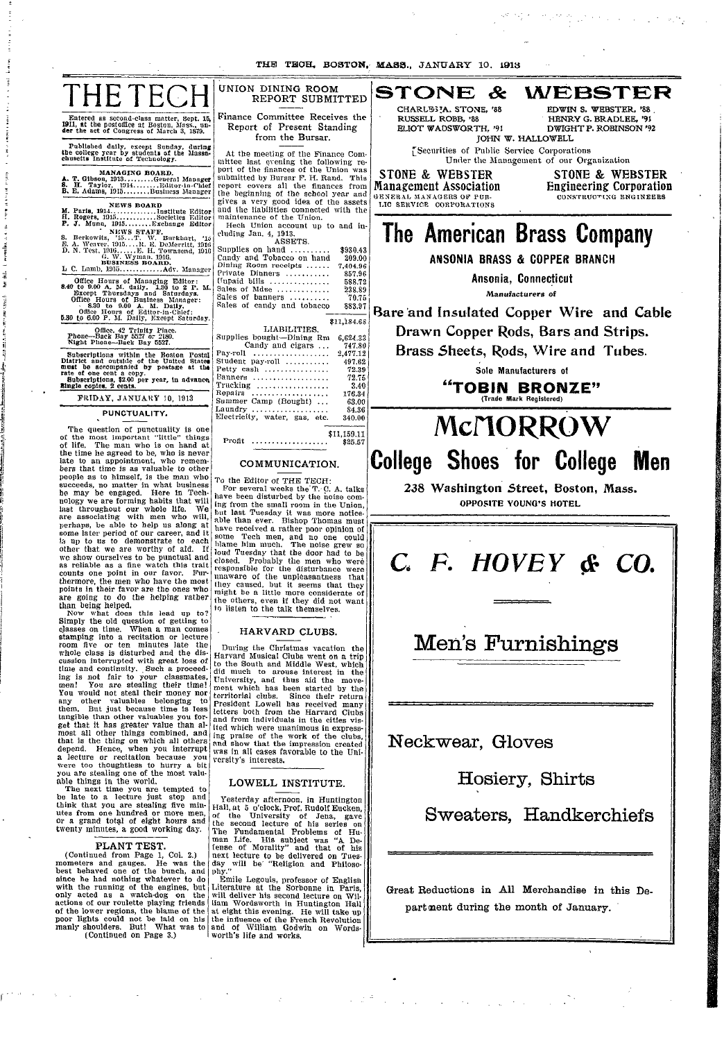# THE TECH

Entered as second-class matter, Sept. 15, 1911, at the postoffice at Boston, Mass., under the act of Congress of March 3, 1879.

Published daily, except Sunday, during the college year by students of the Massachusetts Institute of Technology.

**MANAGING BOARD.**

A. T. Gibson, 1913.........General Manager
S. H. Taylor, 1914........Editor-in-Chief
B. E. Adams, 1915........Business Manager

**NEWS BOARD**

M. Paris, 1914.............Institute Editor
H. Rogers, 1915...........Societies Editor
P. J. Munn, 1915........Exchange Editor

**NEWS STAFF.**

S. Berkowitz, '15...T. W. Burkhart, '15
E. A. Weaver, 1915....R. E. DeMerritt, 1916
D. N. Test, 1916......E. H. Townsend, 1916
G. W. Wyman, 1916.

**BUSINESS BOARD.**

L. C. Lamb, 1915...........Adv. Manager

Office Hours of Managing Editor: 8.40 to 9.00 A. M. daily. 1.30 to 2 P. M. Except Thursdays and Saturdays.
Office Hours of Business Manager: 8.30 to 9.00 A. M. Daily.
Office Hours of Editor-in-Chief: 5.30 to 6.00 P. M. Daily, Except Saturday.

Office, 42 Trinity Place.
Phone—Back Bay 5527 or 2180.
Night Phone—Back Bay 5527.

Subscriptions within the Boston Postal District and outside of the United States must be accompanied by postage at the rate of one cent a copy.
Subscriptions, $2.00 per year, in advance. Single copies, 2 cents.

FRIDAY, JANUARY 10, 1913

## PUNCTUALITY.

The question of punctuality is one of the most important "little" things of life. The man who is on hand at the time he agreed to be, who is never late to an appointment, who remembers that time is as valuable to other people as to himself, is the man who succeeds, no matter in what business he may be engaged. Here in Technology we are forming habits that will last throughout our whole life. We are associating with men who will, perhaps, be able to help us along at some later period of our career, and it is up to us to demonstrate to each other that we are worthy of aid. If we show ourselves to be punctual and as reliable as a fine watch this trait counts one point in our favor. Furthermore, the men who have the most points in their favor are the ones who are going to do the helping rather than being helped.

Now what does this lead up to? Simply the old question of getting to classes on time. When a man comes stamping into a recitation or lecture room five or ten minutes late the whole class is disturbed and the discussion interrupted with great loss of time and continuity. Such a proceeding is not fair to your classmates, men! You are stealing their time! You would not steal their money nor any other valuables belonging to them. But just because time is less tangible than other valuables you forget that it has greater value than almost all other things combined, and that is the thing on which all others depend. Hence, when you interrupt a lecture or recitation because you were too thoughtless to hurry a bit you are stealing one of the most valuable things in the world.

The next time you are tempted to be late to a lecture just stop and think that you are stealing five minutes from one hundred or more men, or a grand total of eight hours and twenty minutes, a good working day.

## PLANT TEST.

(Continued from Page 1, Col. 2.)

mometers and gauges. He was the best behaved one of the bunch, and since he had nothing whatever to do with the running of the engines, but only acted as a watch-dog on the actions of our roulette playing friends of the lower regions, the blame of the poor lights could not be laid on his manly shoulders. But! What was to

(Continued on Page 3.)

## UNION DINING ROOM REPORT SUBMITTED

**Finance Committee Receives the Report of Present Standing from the Bursar.**

At the meeting of the Finance Committee last evening the following report of the finances of the Union was submitted by Bursar F. H. Rand. This report covers all the finances from the beginning of the school year and gives a very good idea of the assets and the liabilities connected with the maintenance of the Union.

Tech Union account up to and including Jan. 4, 1913.

ASSETS.

| | |
|---|---|
| Supplies on hand | $930.43 |
| Candy and Tobacco on hand | 209.00 |
| Dining Room receipts | 7,404.96 |
| Private Dinners | 857.96 |
| Unpaid bills | 588.72 |
| Sales of Mdse | 238.89 |
| Sales of banners | 70.75 |
| Sales of candy and tobacco | 883.97 |
| | $11,184.68 |

LIABILITIES.

| | |
|---|---|
| Supplies bought—Dining Rm | 6,624.33 |
| Candy and cigars | 747.80 |
| Pay-roll | 2,477.12 |
| Student pay-roll | 497.62 |
| Petty cash | 72.39 |
| Banners | 72.75 |
| Trucking | 3.40 |
| Repairs | 176.34 |
| Summer Camp (Bought) | 63.00 |
| Laundry | 84.36 |
| Electricity, water, gas, etc. | 340.00 |
| | $11,159.11 |
| Profit | $25.57 |

## COMMUNICATION.

To the Editor of THE TECH:

For several weeks the T. C. A. talks have been disturbed by the noise coming from the small room in the Union, but last Tuesday it was more noticeable than ever. Bishop Thomas must have received a rather poor opinion of some Tech men, and no one could blame him much. The noise grew so loud Tuesday that the door had to be closed. Probably the men who were responsible for the disturbance were unaware of the unpleasantness that they caused, but it seems that they might be a little more considerate of the others, even if they did not want to listen to the talk themselves.

## HARVARD CLUBS.

During the Christmas vacation the Harvard Musical Clubs went on a trip to the South and Middle West, which did much to arouse interest in the University, and thus aid the movement which has been started by the territorial clubs. Since their return President Lowell has received many letters both from the Harvard Clubs and from individuals in the cities visited which were unanimous in expressing praise of the work of the clubs, and show that the impression created was in all cases favorable to the University's interests.

## LOWELL INSTITUTE.

Yesterday afternoon, in Huntington Hall, at 5 o'clock, Prof. Rudolf Eucken, of the University of Jena, gave the second lecture of his series on The Fundamental Problems of Human Life. His subject was "A Defense of Morality" and that of his next lecture to be delivered on Tuesday will be "Religion and Philosophy."

Emile Legouis, professor of English Literature at the Sorbonne in Paris, will deliver his second lecture on William Wordsworth in Huntington Hall at eight this evening. He will take up the influence of the French Revolution and of William Godwin on Wordsworth's life and works.

# STONE & WEBSTER

CHARLES A. STONE, '88 — EDWIN S. WEBSTER, '88
RUSSELL ROBB, '88 — HENRY G. BRADLEE, '91
ELIOT WADSWORTH, '91 — DWIGHT P. ROBINSON '92
JOHN W. HALLOWELL

Securities of Public Service Corporations
Under the Management of our Organization

**STONE & WEBSTER Management Association**
GENERAL MANAGERS OF PUBLIC SERVICE CORPORATIONS

**STONE & WEBSTER Engineering Corporation**
CONSTRUCTING ENGINEERS

# The American Brass Company

**ANSONIA BRASS & COPPER BRANCH**

**Ansonia, Connecticut**

*Manufacturers of*

**Bare and Insulated Copper Wire and Cable**

**Drawn Copper Rods, Bars and Strips.**

**Brass Sheets, Rods, Wire and Tubes.**

Sole Manufacturers of

**"TOBIN BRONZE"**
(Trade Mark Registered)

# McMORROW

# College Shoes for College Men

**238 Washington Street, Boston, Mass.**

OPPOSITE YOUNG'S HOTEL

# *C. F. HOVEY & CO.*

## Men's Furnishings

Neckwear, Gloves

Hosiery, Shirts

Sweaters, Handkerchiefs

Great Reductions in All Merchandise in this Department during the month of January.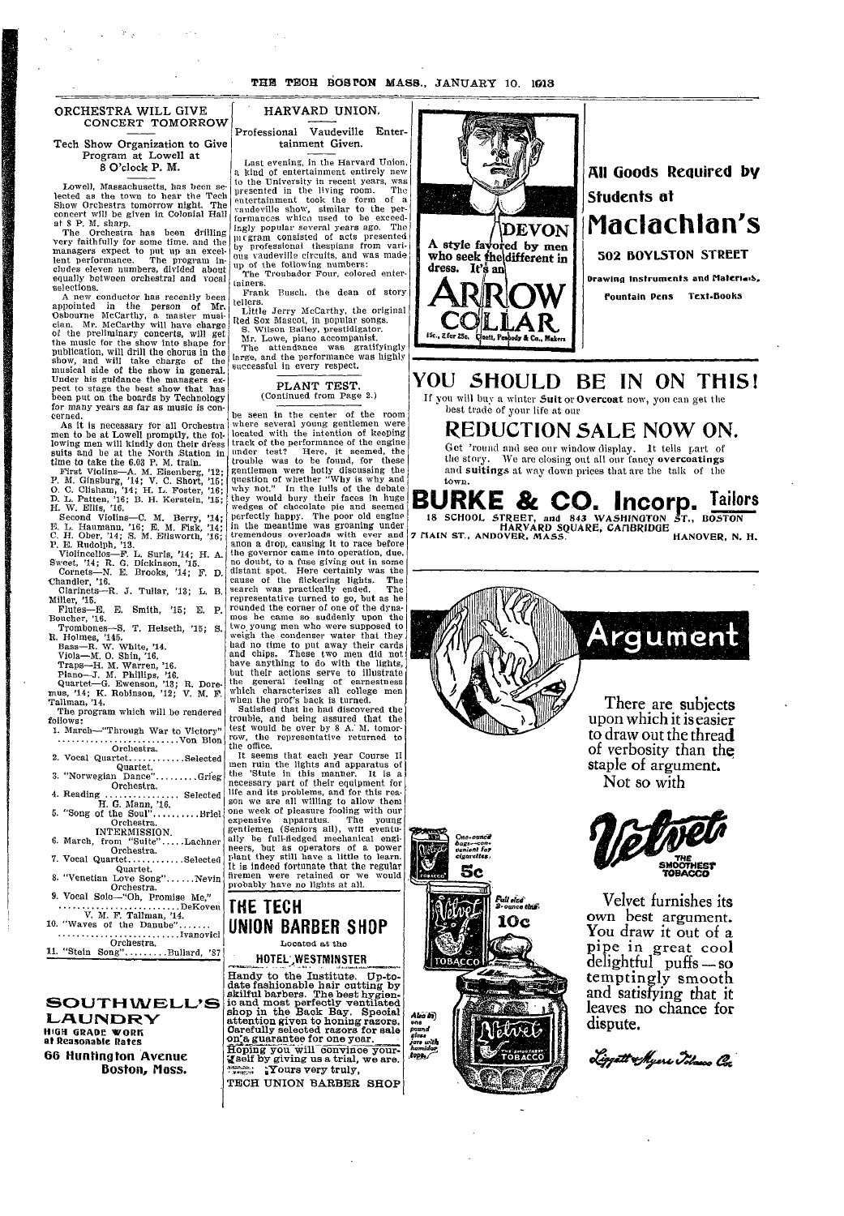## ORCHESTRA WILL GIVE CONCERT TOMORROW

### Tech Show Organization to Give Program at Lowell at 8 O'clock P. M.

Lowell, Massachusetts, has been selected as the town to hear the Tech Show Orchestra tomorrow night. The concert will be given in Colonial Hall at 8 P. M. sharp.

The Orchestra has been drilling very faithfully for some time, and the managers expect to put up an excellent performance. The program includes eleven numbers, divided about equally between orchestral and vocal selections.

A new conductor has recently been appointed in the person of Mr. Osbourne McCarthy, a master musician. Mr. McCarthy will have charge of the preliminary concerts, will get the music for the show into shape for publication, will drill the chorus in the show, and will take charge of the musical side of the show in general. Under his guidance the managers expect to stage the best show that has been put on the boards by Technology for many years as far as music is concerned.

As it is necessary for all Orchestra men to be at Lowell promptly, the following men will kindly don their dress suits and be at the North Station in time to take the 6.03 P. M. train.

First Violins—A. M. Eisenberg, '12; P. M. Ginsburg, '14; V. C. Short, '15; O. C. Clisham, '14; H. L. Foster, '16; D. L. Patten, '16; B. H. Kerstein, '15; H. W. Ellis, '16.

Second Violins—C. M. Berry, '14; E. L. Haumann, '16; E. M. Fisk, '14; C. H. Ober, '14; S. M. Ellsworth, '16; P. E. Rudolph, '13.

Violincellos—P. L. Surls, '14; H. A. Sweet, '14; R. G. Dickinson, '15.

Cornets—N. E. Brooks, '14; F. D. Chandler, '16.

Clarinets—R. J. Tullar, '13; L. B. Miller, '15.

Flutes—E. E. Smith, '15; E. P. Boucher, '16.

Trombones—S. T. Helseth, '15; S. R. Holmes, '14.

Bass—R. W. White, '14.

Viola—M. O. Shin, '16.

Traps—H. M. Warren, '16.

Piano—J. M. Phillips, '16.

Quartet—G. Ewenson, '13; R. Doremus, '14; K. Robinson, '12; V. M. F. Tallman, '14.

The program which will be rendered follows:

1. March—"Through War to Victory" ..........Von Blon
   Orchestra.
2. Vocal Quartet..........Selected
   Quartet.
3. "Norwegian Dance"..........Grieg
   Orchestra.
4. Reading..........Selected
   H. G. Mann, '16.
5. "Song of the Soul"..........Briel
   Orchestra.

INTERMISSION.

6. March, from "Suite"..........Lachner
   Orchestra.
7. Vocal Quartet..........Selected
   Quartet.
8. "Venetian Love Song"..........Nevin
   Orchestra.
9. Vocal Solo—"Oh, Promise Me," ..........DeKoven
   V. M. F. Tallman, '14.
10. "Waves of the Danube" ..........Ivanovici
    Orchestra.
11. "Stein Song"..........Bullard, '87

## HARVARD UNION.

### Professional Vaudeville Entertainment Given.

Last evening, in the Harvard Union, a kind of entertainment entirely new to the University in recent years, was presented in the living room. The entertainment took the form of a vaudeville show, similar to the performances which used to be exceedingly popular several years ago. The program consisted of acts presented by professional thespians from various vaudeville circuits, and was made up of the following numbers:

The Troubador Four, colored entertainers.

Frank Busch, the dean of story tellers.

Little Jerry McCarthy, the original Red Sox Mascot, in popular songs.

S. Wilson Bailey, prestidigator.

Mr. Lowe, piano accompanist.

The attendance was gratifyingly large, and the performance was highly successful in every respect.

## PLANT TEST.

(Continued from Page 2.)

be seen in the center of the room where several young gentlemen were located with the intention of keeping track of the performance of the engine under test? Here, it seemed, the trouble was to be found, for these gentlemen were hotly discussing the question of whether "Why is why and why not." In the lulls of the debate they would bury their faces in huge wedges of chocolate pie and seemed perfectly happy. The poor old engine in the meantime was groaning under tremendous overloads with ever and anon a drop, causing it to race before the governor came into operation, due, no doubt, to a fuse giving out in some distant spot. Here certainly was the cause of the flickering lights. The search was practically ended. The representative turned to go, but as he rounded the corner of one of the dynamos he came so suddenly upon the two young men who were supposed to weigh the condenser water that they had no time to put away their cards and chips. These two men did not have anything to do with the lights, but their actions serve to illustrate the general feeling of earnestness which characterizes all college men when the prof's back is turned.

Satisfied that he had discovered the trouble, and being assured that the test would be over by 8 A. M. tomorrow, the representative returned to the office.

It seems that each year Course II men ruin the lights and apparatus of the 'Stute in this manner. It is a necessary part of their equipment for life and its problems, and for this reason we are all willing to allow them one week of pleasure fooling with our expensive apparatus. The young gentlemen (Seniors all), will eventually be full-fledged mechanical engineers, but as operators of a power plant they still have a little to learn. It is indeed fortunate that the regular firemen were retained or we would probably have no lights at all.

## THE TECH UNION BARBER SHOP

Located at the

**HOTEL WESTMINSTER**

Handy to the Institute. Up-to-date fashionable hair cutting by skilful barbers. The best hygienic and most perfectly ventilated shop in the Back Bay. Special attention given to honing razors. Carefully selected razors for sale on a guarantee for one year.

Hoping you will convince yourself by giving us a trial, we are,

Yours very truly,

TECH UNION BARBER SHOP

---

**SOUTHWELL'S LAUNDRY**

HIGH GRADE WORK at Reasonable Rates

66 Huntington Avenue
Boston, Mass.

---

**DEVON**

A style favored by men who seek the different in dress. It's an

**ARROW COLLAR**

15c., 2 for 25c. Cluett, Peabody & Co., Makers

---

**All Goods Required by Students at**

# Maclachlan's

**502 BOYLSTON STREET**

Drawing Instruments and Materials, Fountain Pens Text-Books

---

# YOU SHOULD BE IN ON THIS!

If you will buy a winter **Suit** or **Overcoat** now, you can get the best trade of your life at our

## REDUCTION SALE NOW ON.

Get 'round and see our window display. It tells part of the story. We are closing out all our fancy **overcoatings** and **suitings** at way down prices that are the talk of the town.

# BURKE & CO. Incorp. Tailors

18 SCHOOL STREET, and 843 WASHINGTON ST., BOSTON
HARVARD SQUARE, CAMBRIDGE
7 MAIN ST., ANDOVER, MASS. HANOVER, N. H.

---

# Argument

There are subjects upon which it is easier to draw out the thread of verbosity than the staple of argument.

Not so with

**Velvet** THE SMOOTHEST TOBACCO

Velvet furnishes its own best argument. You draw it out of a pipe in great cool delightful puffs—so temptingly smooth and satisfying that it leaves no chance for dispute.

One-ounce bags—convenient for cigarettes, 5c

Full size 2-ounce tins, 10c

Also in one pound glass jars with humidor tops.

Liggett & Myers Tobacco Co.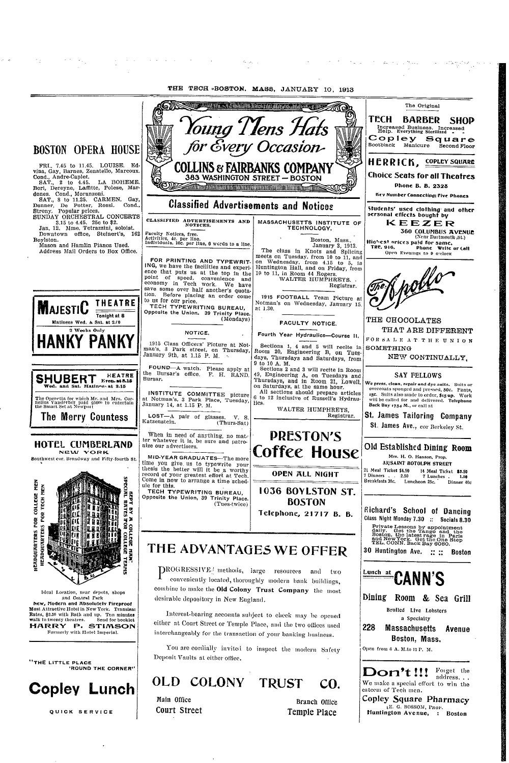## BOSTON OPERA HOUSE

FRI., 7.45 to 11.45. LOUISE. Edvina, Gay, Barnes, Zenatello, Marcoux. Cond., Andre-Caplet.
SAT., 2 to 4.45. LA BOHEME. Bori, Dereyne, Laffitte, Polese, Mardones. Cond., Moranzoni.
SAT., 8 to 11.25. CARMEN. Gay, Donner, De Potter, Rossi. Cond., Strony. Popular prices.
SUNDAY ORCHESTRAL CONCERTS 3.15 to 4.45. 25c to $2.
Jan. 12. Mme. Tetrazzini, soloist.
Downtown office, Steinert's, 162 Boylston.
Mason and Hamlin Pianos Used.
Address Mail Orders to Box Office.

## MAJESTIC THEATRE

Tonight at 8
Matinees Wed. & Sat. at 2.0
2 Weeks Only

# HANKY PANKY

## SHUBERT THEATRE

Evgs. at 8.15
Wed. and Sat. Matinees at 2.15

The Operetta for which Mr. and Mrs. Cornelius Vanderbilt paid $5000 to entertain the Smart Set at Newport

## The Merry Countess

## HOTEL CUMBERLAND

NEW YORK
Southwest cor. Broadway and Fifty-fourth St.

HEADQUARTERS FOR COLLEGE MEN
HEADQUARTERS FOR TECH MEN
KEPT BY A COLLEGE MAN
SPECIAL RATES FOR COLLEGE TEAMS

Ideal Location, near depots, shops and Central Park
New, Modern and Absolutely Fireproof
Most Attractive Hotel in New York. Transient Rates, $2.50 with Bath and up. Ten minutes walk to twenty theatres. Send for booklet

HARRY P. STIMSON
Formerly with Hotel Imperial.

"THE LITTLE PLACE 'ROUND THE CORNER"

## Copley Lunch

QUICK SERVICE

---

# Young Mens Hats for Every Occasion

## COLLINS & FAIRBANKS COMPANY

383 WASHINGTON STREET — BOSTON

## Classified Advertisements and Notices

CLASSIFIED ADVERTISEMENTS AND NOTICES.

Faculty Notices, free.
Activities, 4c. per line.
Individuals, 10c. per line, 6 words to a line.

FOR PRINTING AND TYPEWRITING, we have the facilities and experience that puts us at the top in the point of speed, convenience and economy in Tech work. We have save some over half another's quotation. Before placing an order come to us for our price.
TECH TYPEWRITING BUREAU,
Opposite the Union. 39 Trinity Place, (Mondays)

NOTICE.

1915 Class Officers' Picture at Notman's, 3 Park street, on Thursday, January 9th, at 1.15 P. M.

FOUND—A watch. Please apply at the Bursar's office. F. H. RAND, Bursar.

INSTITUTE COMMITTEE picture at Notman's, 3 Park Place, Tuesday, January 14, at 1.15 P. M.

LOST—A pair of glasses. V. S. Katzenstein. (Thurs-Sat)

When in need of anything, no matter whatever it is, be sure and patronize our advertisers.

MID-YEAR GRADUATES—The more time you give us to typewrite your thesis the better will it be a worthy record of your greatest effort at Tech. Come in now to arrange a time schedule for this.
TECH TYPEWRITING BUREAU,
Opposite the Union, 39 Trinity Place. (Tues-twice)

MASSACHUSETTS INSTITUTE OF TECHNOLOGY.

Boston, Mass.,
January 3, 1913.

The class in Knots and Splicing meets on Tuesday, from 10 to 11, and on Wednesday, from 4.15 to 5, in Huntington Hall, and on Friday, from 10 to 11, in Room 44 Rogers.

WALTER HUMPHREYS,
Registrar.

1915 FOOTBALL Team Picture at Notman's on Wednesday, January 15, at 1.30.

FACULTY NOTICE.

Fourth Year Hydraulics—Course II.

Sections 1, 4 and 5 will recite in Room 20, Engineering B, on Tuesdays, Thursdays and Saturdays, from 9 to 10 A. M.

Sections 2 and 3 will recite in Room 49, Engineering A, on Tuesdays and Thursdays, and in Room 21, Lowell, on Saturdays, at the same hour.

All sections should prepare articles 6 to 12 inclusive of Russell's Hydraulics.

WALTER HUMPHREYS,
Registrar.

## PRESTON'S Coffee House

OPEN ALL NIGHT

1036 BOYLSTON ST.
BOSTON

Telephone, 21717 B. B.

# THE ADVANTAGES WE OFFER

PROGRESSIVE methods, large resources and two conveniently located, thoroughly modern bank buildings, combine to make the **Old Colony Trust Company** the most desirable depository in New England.

Interest-bearing accounts subject to check may be opened either at Court Street or Temple Place, and the two offices used interchangeably for the transaction of your banking business.

You are cordially invited to inspect the modern Safety Deposit Vaults at either office.

## OLD COLONY TRUST CO.

Main Office — Court Street
Branch Office — Temple Place

---

The Original

## TECH BARBER SHOP

Increased Business. Increased Help. Everything Sterilized

Copley Square

Bootblack Manicure Second Floor

## HERRICK, COPLEY SQUARE

Choice Seats for all Theatres

Phone B. B. 2328

Key Number Connecting Five Phones

Students' used clothing and other personal effects bought by

## KEEZER

360 COLUMBUS AVENUE
(Near Dartmouth St.)

Highest prices paid for same.
TEL. 916. Phone Write or Call
Open Evenings to 9 o'clock

## The Apollo

THE CHOCOLATES THAT ARE DIFFERENT

FOR SALE AT THE UNION

SOMETHING NEW CONTINUALLY.

SAY FELLOWS

We press, clean, repair and dye suits. Suits or overcoats sponged and pressed, 50c. Pants, 15c. Suits also made to order, $15 up. Work will be called for and delivered. Telephone Back Bay 1784 M., or call at

## St. James Tailoring Company

St. James Ave., cor Berkeley St.

## Old Established Dining Room

Mrs. H. O. Hanson, Prop.
33 SAINT BOTOLPH STREET

21 Meal Ticket $4.50 14 Meal Ticket $3.50
7 Dinners 2.50 7 Lunches 1.50
Breakfasts 30c. Luncheon 25c. Dinner 40c

## Richard's School of Dancing

Class Night Monday 7.30 :: Socials 8.30

Private Lessons by appointment daily. Get the Tango and the Boston, the latest rage in Paris and New York. Get the One Step TEL. CONN. Back Bay 6060.

30 Huntington Ave. :: :: Boston

## Lunch at CANN'S

Dining Room & Sea Grill

Broiled Live Lobsters a Specialty

228 Massachusetts Avenue
Boston, Mass.

Open from 6 A. M. to 12 P. M.

## Don't!!! Forget the address...

We make a special effort to win the esteem of Tech men.

## Copley Square Pharmacy

E. G. BOSSOM, Prop.
Huntington Avenue, : Boston